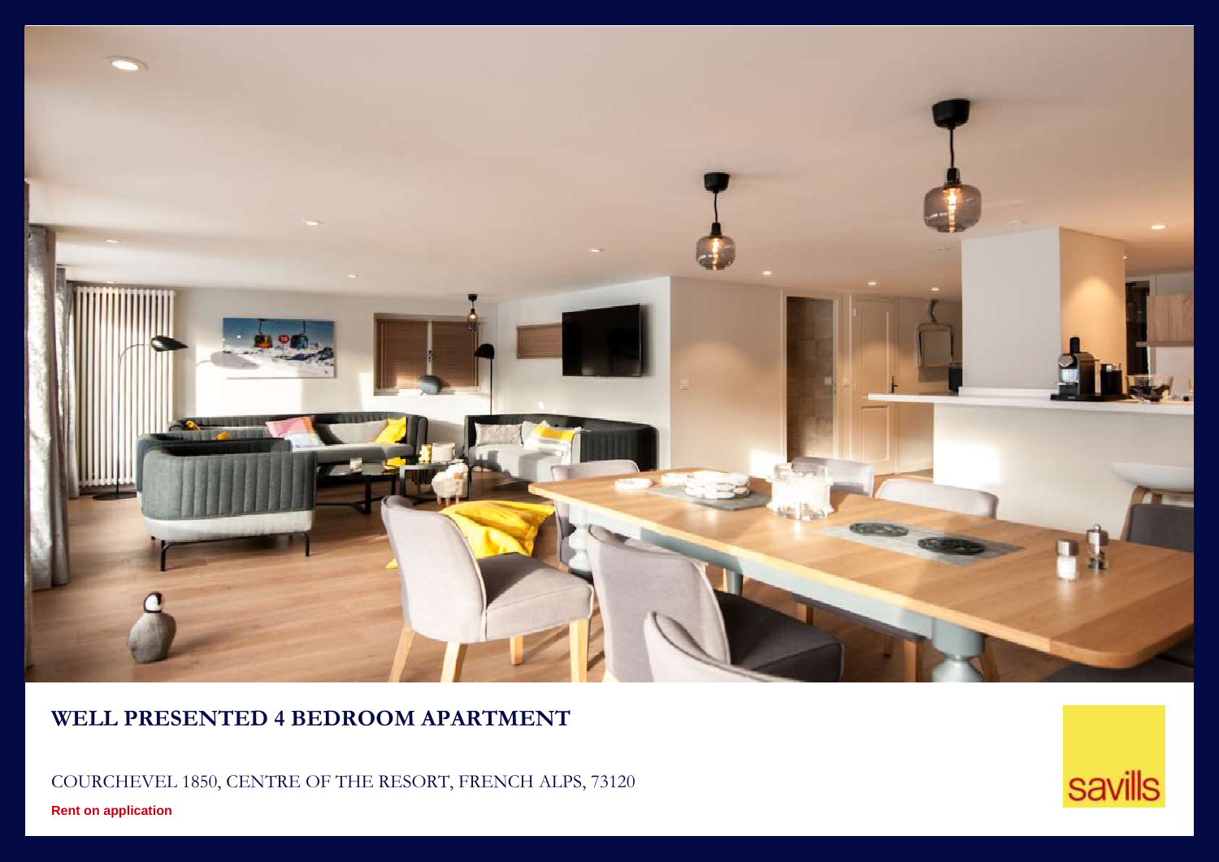# WELL PRESENTED 4 BEDROOM APARTMENT

COURCHEVEL 1850, CENTRE OF THE RESORT, FRENCH ALPS, 73120

**Rent on application**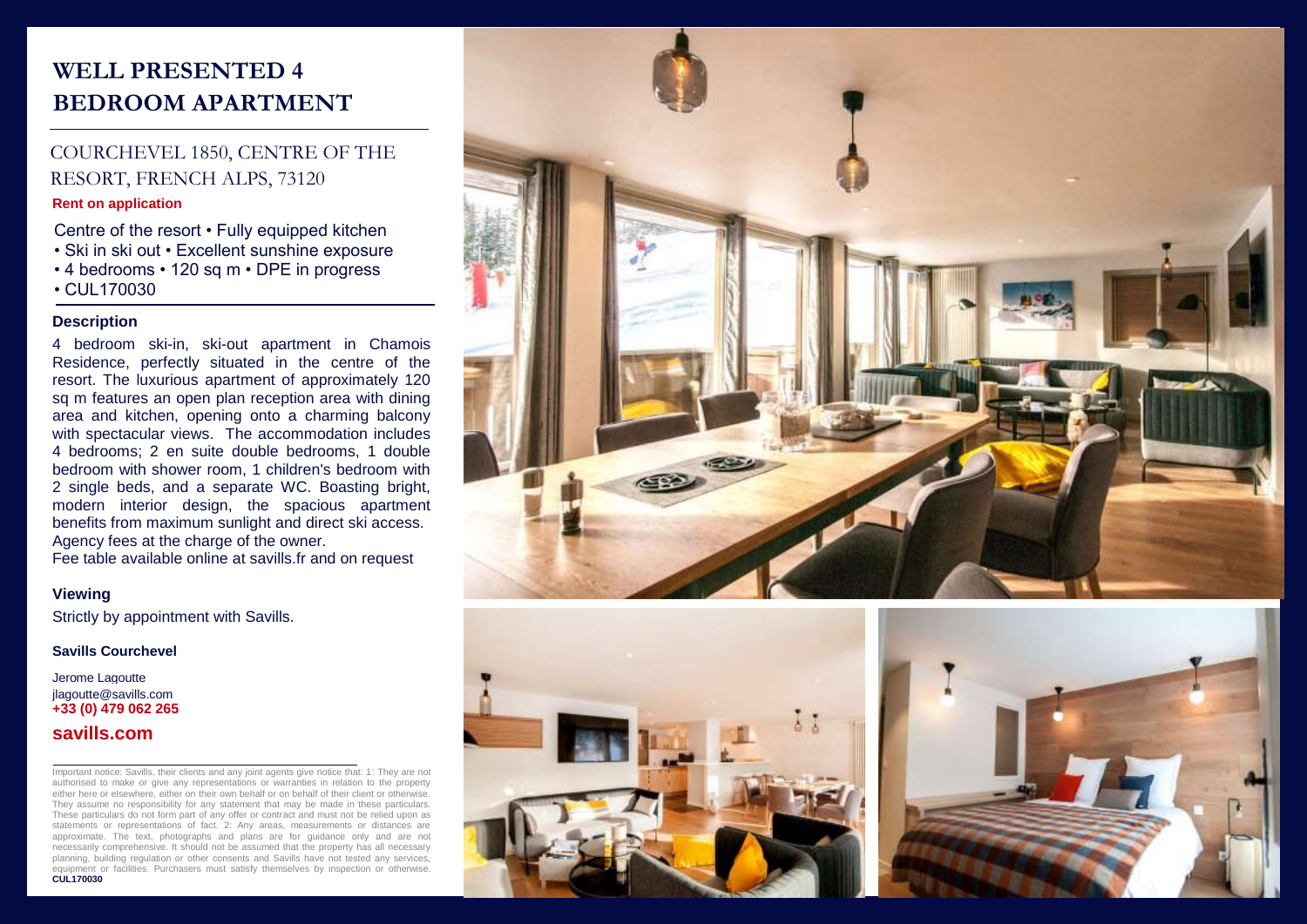# WELL PRESENTED 4 BEDROOM APARTMENT

## COURCHEVEL 1850, CENTRE OF THE RESORT, FRENCH ALPS, 73120

**Rent on application**

Centre of the resort • Fully equipped kitchen
• Ski in ski out • Excellent sunshine exposure
• 4 bedrooms • 120 sq m • DPE in progress
• CUL170030

### Description

4 bedroom ski-in, ski-out apartment in Chamois Residence, perfectly situated in the centre of the resort. The luxurious apartment of approximately 120 sq m features an open plan reception area with dining area and kitchen, opening onto a charming balcony with spectacular views. The accommodation includes 4 bedrooms; 2 en suite double bedrooms, 1 double bedroom with shower room, 1 children's bedroom with 2 single beds, and a separate WC. Boasting bright, modern interior design, the spacious apartment benefits from maximum sunlight and direct ski access.
Agency fees at the charge of the owner.
Fee table available online at savills.fr and on request

### Viewing

Strictly by appointment with Savills.

### Savills Courchevel

Jerome Lagoutte
jlagoutte@savills.com
**+33 (0) 479 062 265**

**savills.com**

Important notice: Savills, their clients and any joint agents give notice that: 1: They are not authorised to make or give any representations or warranties in relation to the property either here or elsewhere, either on their own behalf or on behalf of their client or otherwise. They assume no responsibility for any statement that may be made in these particulars. These particulars do not form part of any offer or contract and must not be relied upon as statements or representations of fact. 2: Any areas, measurements or distances are approximate. The text, photographs and plans are for guidance only and are not necessarily comprehensive. It should not be assumed that the property has all necessary planning, building regulation or other consents and Savills have not tested any services, equipment or facilities. Purchasers must satisfy themselves by inspection or otherwise.
**CUL170030**